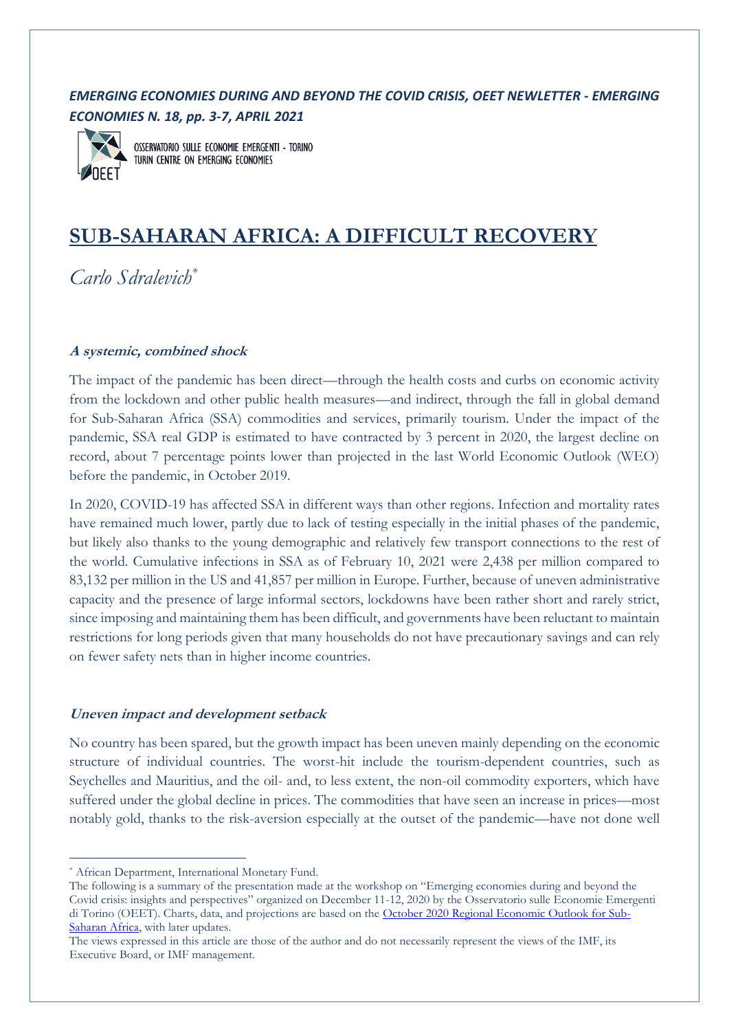***EMERGING ECONOMIES DURING AND BEYOND THE COVID CRISIS, OEET NEWLETTER - EMERGING ECONOMIES N. 18, pp. 3-7, APRIL 2021***

OSSERVATORIO SULLE ECONOMIE EMERGENTI - TORINO
TURIN CENTRE ON EMERGING ECONOMIES

# SUB-SAHARAN AFRICA: A DIFFICULT RECOVERY

*Carlo Sdralevich*[*]

### **A systemic, combined shock**

The impact of the pandemic has been direct—through the health costs and curbs on economic activity from the lockdown and other public health measures—and indirect, through the fall in global demand for Sub-Saharan Africa (SSA) commodities and services, primarily tourism. Under the impact of the pandemic, SSA real GDP is estimated to have contracted by 3 percent in 2020, the largest decline on record, about 7 percentage points lower than projected in the last World Economic Outlook (WEO) before the pandemic, in October 2019.

In 2020, COVID-19 has affected SSA in different ways than other regions. Infection and mortality rates have remained much lower, partly due to lack of testing especially in the initial phases of the pandemic, but likely also thanks to the young demographic and relatively few transport connections to the rest of the world. Cumulative infections in SSA as of February 10, 2021 were 2,438 per million compared to 83,132 per million in the US and 41,857 per million in Europe. Further, because of uneven administrative capacity and the presence of large informal sectors, lockdowns have been rather short and rarely strict, since imposing and maintaining them has been difficult, and governments have been reluctant to maintain restrictions for long periods given that many households do not have precautionary savings and can rely on fewer safety nets than in higher income countries.

### **Uneven impact and development setback**

No country has been spared, but the growth impact has been uneven mainly depending on the economic structure of individual countries. The worst-hit include the tourism-dependent countries, such as Seychelles and Mauritius, and the oil- and, to less extent, the non-oil commodity exporters, which have suffered under the global decline in prices. The commodities that have seen an increase in prices—most notably gold, thanks to the risk-aversion especially at the outset of the pandemic—have not done well

---

[*] African Department, International Monetary Fund.

The following is a summary of the presentation made at the workshop on "Emerging economies during and beyond the Covid crisis: insights and perspectives" organized on December 11-12, 2020 by the Osservatorio sulle Economie Emergenti di Torino (OEET). Charts, data, and projections are based on the [October 2020 Regional Economic Outlook for Sub-Saharan Africa](), with later updates.

The views expressed in this article are those of the author and do not necessarily represent the views of the IMF, its Executive Board, or IMF management.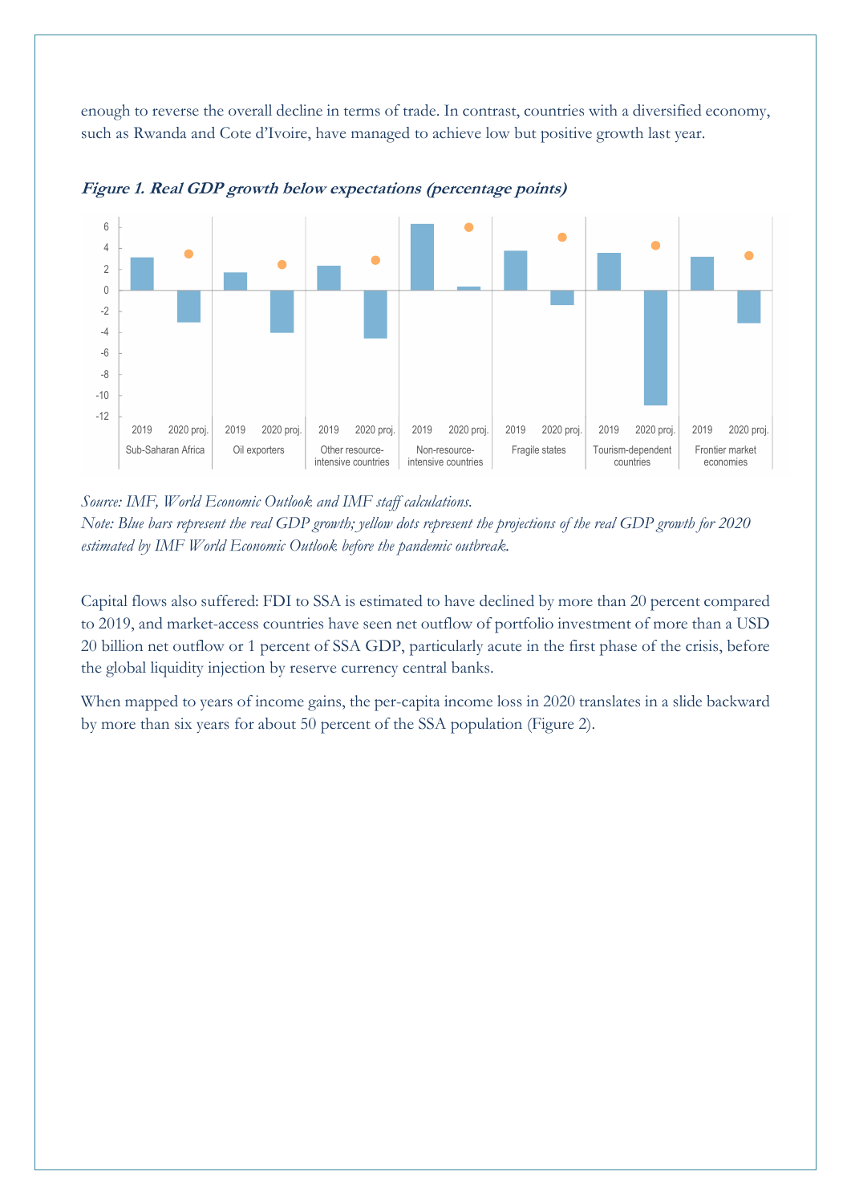enough to reverse the overall decline in terms of trade. In contrast, countries with a diversified economy, such as Rwanda and Cote d'Ivoire, have managed to achieve low but positive growth last year.

***Figure 1. Real GDP growth below expectations (percentage points)***

*Source: IMF, World Economic Outlook and IMF staff calculations.*
*Note: Blue bars represent the real GDP growth; yellow dots represent the projections of the real GDP growth for 2020 estimated by IMF World Economic Outlook before the pandemic outbreak.*

Capital flows also suffered: FDI to SSA is estimated to have declined by more than 20 percent compared to 2019, and market-access countries have seen net outflow of portfolio investment of more than a USD 20 billion net outflow or 1 percent of SSA GDP, particularly acute in the first phase of the crisis, before the global liquidity injection by reserve currency central banks.

When mapped to years of income gains, the per-capita income loss in 2020 translates in a slide backward by more than six years for about 50 percent of the SSA population (Figure 2).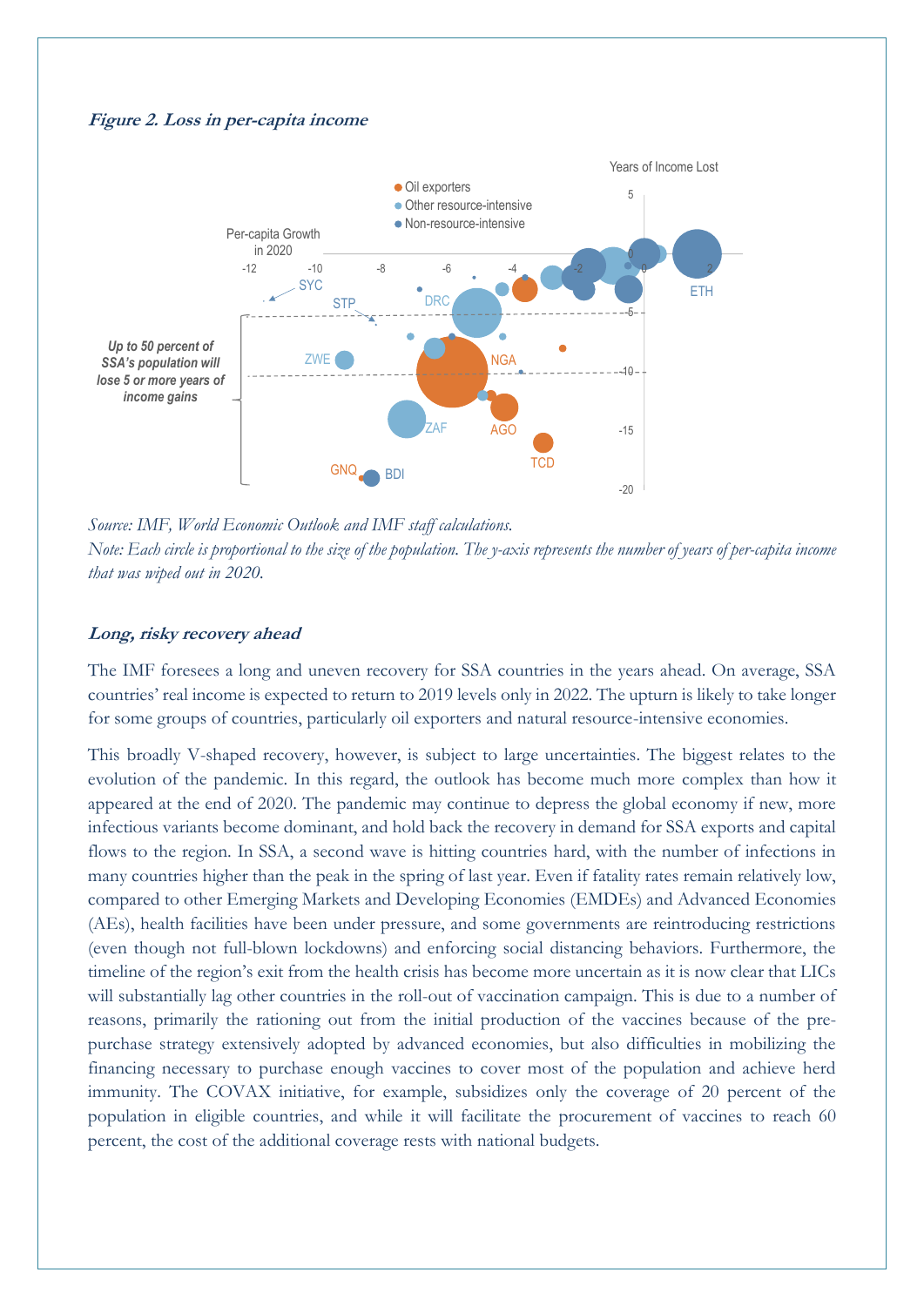***Figure 2. Loss in per-capita income***

*Source: IMF, World Economic Outlook and IMF staff calculations.*
*Note: Each circle is proportional to the size of the population. The y-axis represents the number of years of per-capita income that was wiped out in 2020.*

### ***Long, risky recovery ahead***

The IMF foresees a long and uneven recovery for SSA countries in the years ahead. On average, SSA countries' real income is expected to return to 2019 levels only in 2022. The upturn is likely to take longer for some groups of countries, particularly oil exporters and natural resource-intensive economies.

This broadly V-shaped recovery, however, is subject to large uncertainties. The biggest relates to the evolution of the pandemic. In this regard, the outlook has become much more complex than how it appeared at the end of 2020. The pandemic may continue to depress the global economy if new, more infectious variants become dominant, and hold back the recovery in demand for SSA exports and capital flows to the region. In SSA, a second wave is hitting countries hard, with the number of infections in many countries higher than the peak in the spring of last year. Even if fatality rates remain relatively low, compared to other Emerging Markets and Developing Economies (EMDEs) and Advanced Economies (AEs), health facilities have been under pressure, and some governments are reintroducing restrictions (even though not full-blown lockdowns) and enforcing social distancing behaviors. Furthermore, the timeline of the region's exit from the health crisis has become more uncertain as it is now clear that LICs will substantially lag other countries in the roll-out of vaccination campaign. This is due to a number of reasons, primarily the rationing out from the initial production of the vaccines because of the pre-purchase strategy extensively adopted by advanced economies, but also difficulties in mobilizing the financing necessary to purchase enough vaccines to cover most of the population and achieve herd immunity. The COVAX initiative, for example, subsidizes only the coverage of 20 percent of the population in eligible countries, and while it will facilitate the procurement of vaccines to reach 60 percent, the cost of the additional coverage rests with national budgets.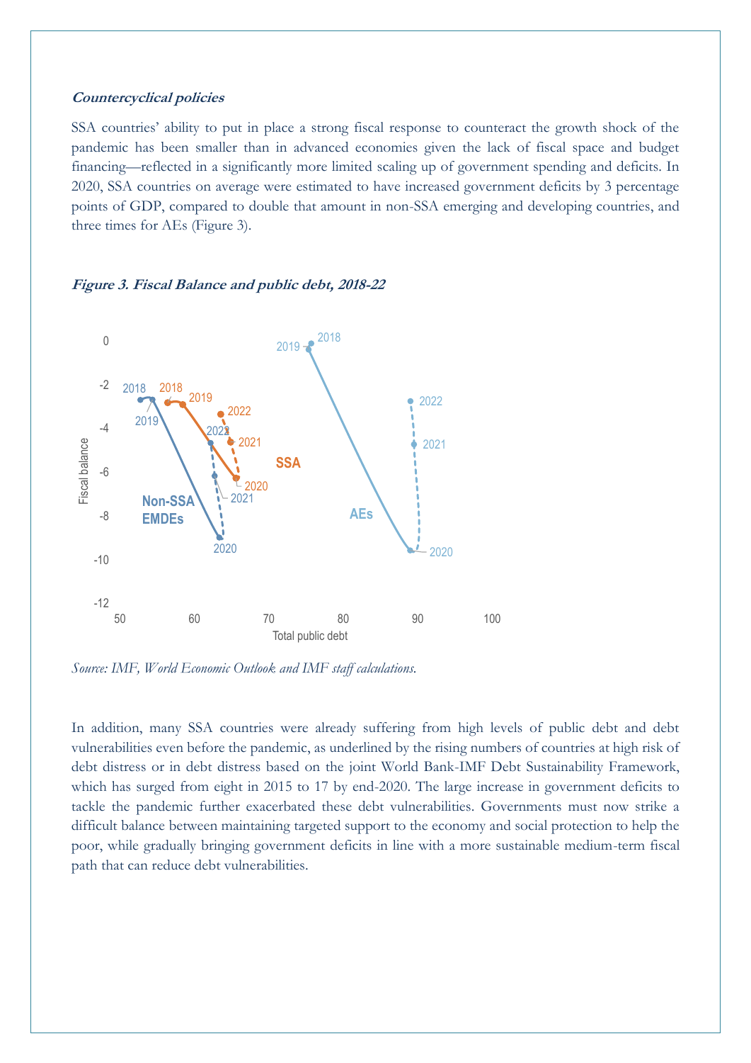***Countercyclical policies***

SSA countries' ability to put in place a strong fiscal response to counteract the growth shock of the pandemic has been smaller than in advanced economies given the lack of fiscal space and budget financing—reflected in a significantly more limited scaling up of government spending and deficits. In 2020, SSA countries on average were estimated to have increased government deficits by 3 percentage points of GDP, compared to double that amount in non-SSA emerging and developing countries, and three times for AEs (Figure 3).

***Figure 3. Fiscal Balance and public debt, 2018-22***

*Source: IMF, World Economic Outlook and IMF staff calculations.*

In addition, many SSA countries were already suffering from high levels of public debt and debt vulnerabilities even before the pandemic, as underlined by the rising numbers of countries at high risk of debt distress or in debt distress based on the joint World Bank-IMF Debt Sustainability Framework, which has surged from eight in 2015 to 17 by end-2020. The large increase in government deficits to tackle the pandemic further exacerbated these debt vulnerabilities. Governments must now strike a difficult balance between maintaining targeted support to the economy and social protection to help the poor, while gradually bringing government deficits in line with a more sustainable medium-term fiscal path that can reduce debt vulnerabilities.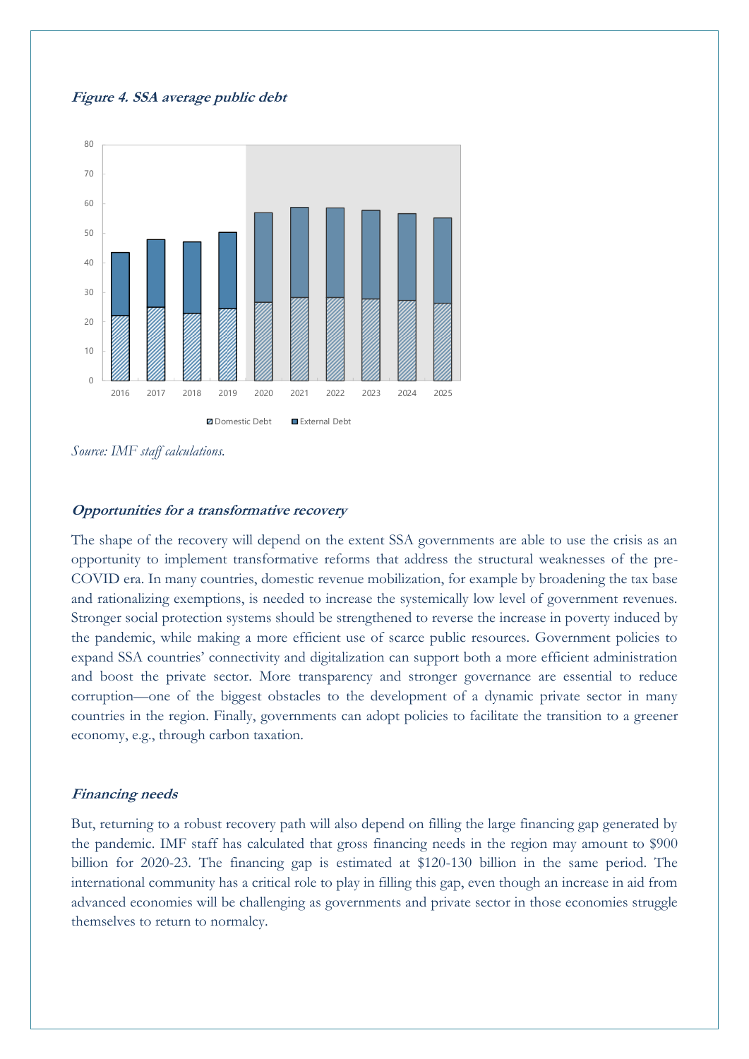***Figure 4. SSA average public debt***

80
70
60
50
40
30
20
10
0

2016 2017 2018 2019 2020 2021 2022 2023 2024 2025

Domestic Debt
External Debt

*Source: IMF staff calculations.*

### ***Opportunities for a transformative recovery***

The shape of the recovery will depend on the extent SSA governments are able to use the crisis as an opportunity to implement transformative reforms that address the structural weaknesses of the pre-COVID era. In many countries, domestic revenue mobilization, for example by broadening the tax base and rationalizing exemptions, is needed to increase the systemically low level of government revenues. Stronger social protection systems should be strengthened to reverse the increase in poverty induced by the pandemic, while making a more efficient use of scarce public resources. Government policies to expand SSA countries' connectivity and digitalization can support both a more efficient administration and boost the private sector. More transparency and stronger governance are essential to reduce corruption—one of the biggest obstacles to the development of a dynamic private sector in many countries in the region. Finally, governments can adopt policies to facilitate the transition to a greener economy, e.g., through carbon taxation.

### ***Financing needs***

But, returning to a robust recovery path will also depend on filling the large financing gap generated by the pandemic. IMF staff has calculated that gross financing needs in the region may amount to $900 billion for 2020-23. The financing gap is estimated at $120-130 billion in the same period. The international community has a critical role to play in filling this gap, even though an increase in aid from advanced economies will be challenging as governments and private sector in those economies struggle themselves to return to normalcy.